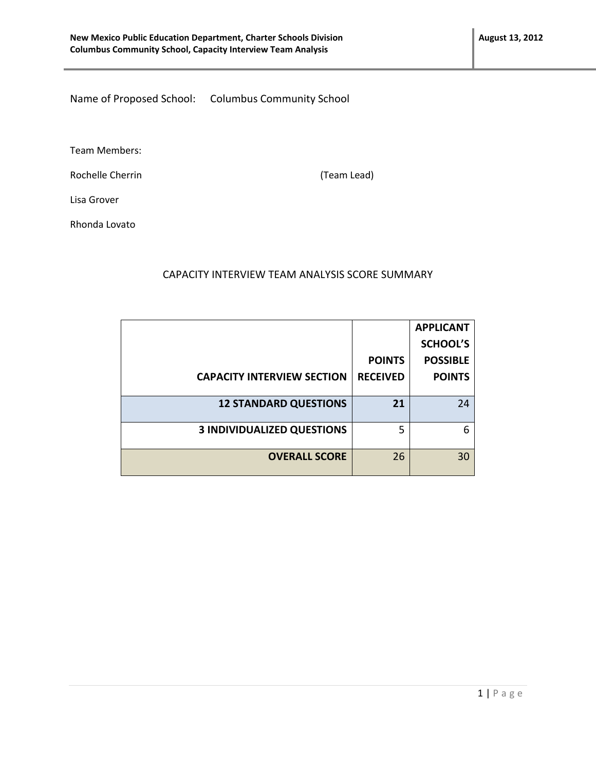Name of Proposed School: Columbus Community School

Team Members:

Rochelle Cherrin (Team Lead)

Lisa Grover

Rhonda Lovato

## CAPACITY INTERVIEW TEAM ANALYSIS SCORE SUMMARY

| CAPACITY INTERVIEW SECTION | POINTS RECEIVED | APPLICANT SCHOOL'S POSSIBLE POINTS |
|---|---|---|
| **12 STANDARD QUESTIONS** | **21** | 24 |
| **3 INDIVIDUALIZED QUESTIONS** | 5 | 6 |
| **OVERALL SCORE** | 26 | 30 |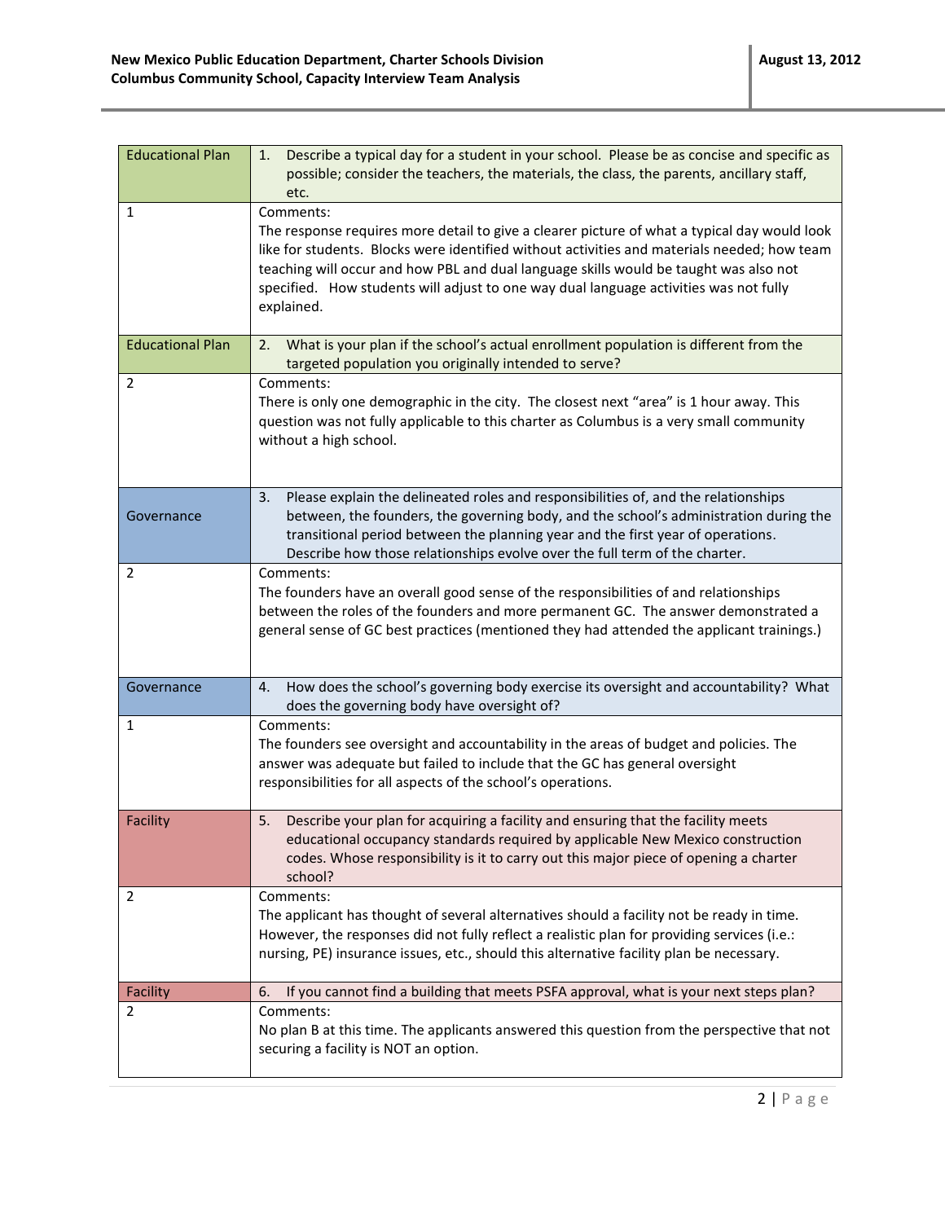| | |
|---|---|
| Educational Plan | 1. Describe a typical day for a student in your school. Please be as concise and specific as possible; consider the teachers, the materials, the class, the parents, ancillary staff, etc. |
| 1 | Comments:<br>The response requires more detail to give a clearer picture of what a typical day would look like for students. Blocks were identified without activities and materials needed; how team teaching will occur and how PBL and dual language skills would be taught was also not specified. How students will adjust to one way dual language activities was not fully explained. |
| Educational Plan | 2. What is your plan if the school's actual enrollment population is different from the targeted population you originally intended to serve? |
| 2 | Comments:<br>There is only one demographic in the city. The closest next "area" is 1 hour away. This question was not fully applicable to this charter as Columbus is a very small community without a high school. |
| Governance | 3. Please explain the delineated roles and responsibilities of, and the relationships between, the founders, the governing body, and the school's administration during the transitional period between the planning year and the first year of operations. Describe how those relationships evolve over the full term of the charter. |
| 2 | Comments:<br>The founders have an overall good sense of the responsibilities of and relationships between the roles of the founders and more permanent GC. The answer demonstrated a general sense of GC best practices (mentioned they had attended the applicant trainings.) |
| Governance | 4. How does the school's governing body exercise its oversight and accountability? What does the governing body have oversight of? |
| 1 | Comments:<br>The founders see oversight and accountability in the areas of budget and policies. The answer was adequate but failed to include that the GC has general oversight responsibilities for all aspects of the school's operations. |
| Facility | 5. Describe your plan for acquiring a facility and ensuring that the facility meets educational occupancy standards required by applicable New Mexico construction codes. Whose responsibility is it to carry out this major piece of opening a charter school? |
| 2 | Comments:<br>The applicant has thought of several alternatives should a facility not be ready in time. However, the responses did not fully reflect a realistic plan for providing services (i.e.: nursing, PE) insurance issues, etc., should this alternative facility plan be necessary. |
| Facility | 6. If you cannot find a building that meets PSFA approval, what is your next steps plan? |
| 2 | Comments:<br>No plan B at this time. The applicants answered this question from the perspective that not securing a facility is NOT an option. |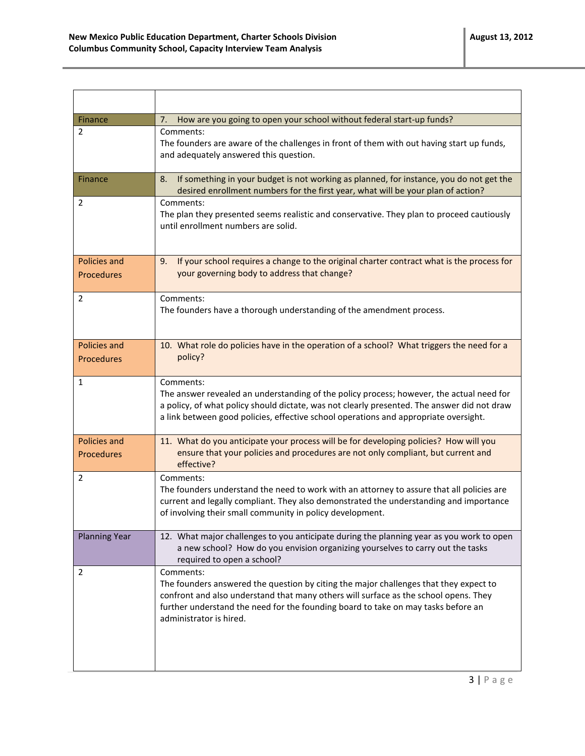| | |
|---|---|
| Finance | 7. How are you going to open your school without federal start-up funds? |
| 2 | Comments:<br>The founders are aware of the challenges in front of them with out having start up funds, and adequately answered this question. |
| Finance | 8. If something in your budget is not working as planned, for instance, you do not get the desired enrollment numbers for the first year, what will be your plan of action? |
| 2 | Comments:<br>The plan they presented seems realistic and conservative. They plan to proceed cautiously until enrollment numbers are solid. |
| Policies and Procedures | 9. If your school requires a change to the original charter contract what is the process for your governing body to address that change? |
| 2 | Comments:<br>The founders have a thorough understanding of the amendment process. |
| Policies and Procedures | 10. What role do policies have in the operation of a school? What triggers the need for a policy? |
| 1 | Comments:<br>The answer revealed an understanding of the policy process; however, the actual need for a policy, of what policy should dictate, was not clearly presented. The answer did not draw a link between good policies, effective school operations and appropriate oversight. |
| Policies and Procedures | 11. What do you anticipate your process will be for developing policies? How will you ensure that your policies and procedures are not only compliant, but current and effective? |
| 2 | Comments:<br>The founders understand the need to work with an attorney to assure that all policies are current and legally compliant. They also demonstrated the understanding and importance of involving their small community in policy development. |
| Planning Year | 12. What major challenges to you anticipate during the planning year as you work to open a new school? How do you envision organizing yourselves to carry out the tasks required to open a school? |
| 2 | Comments:<br>The founders answered the question by citing the major challenges that they expect to confront and also understand that many others will surface as the school opens. They further understand the need for the founding board to take on may tasks before an administrator is hired. |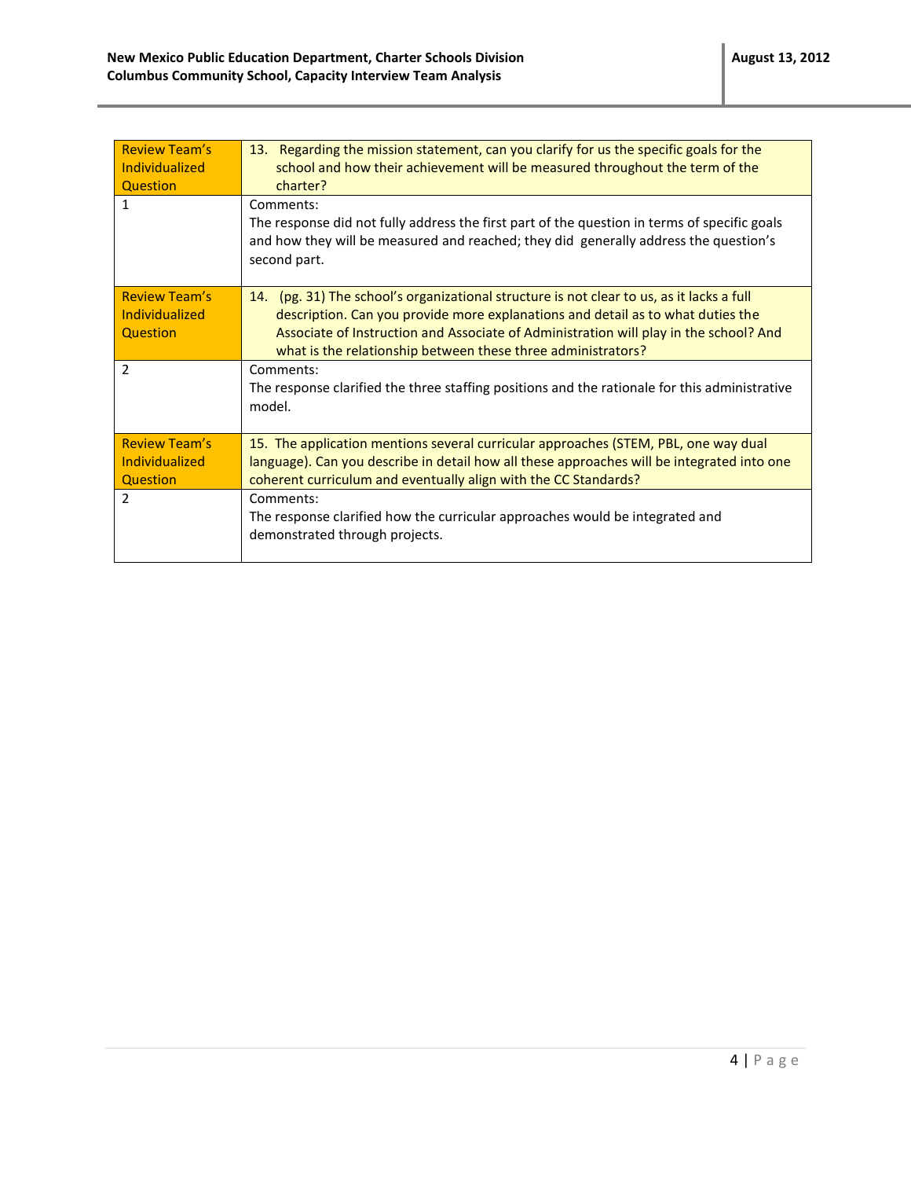| | |
|---|---|
| Review Team's Individualized Question | 13. Regarding the mission statement, can you clarify for us the specific goals for the school and how their achievement will be measured throughout the term of the charter? |
| 1 | Comments:<br>The response did not fully address the first part of the question in terms of specific goals and how they will be measured and reached; they did generally address the question's second part. |
| Review Team's Individualized Question | 14. (pg. 31) The school's organizational structure is not clear to us, as it lacks a full description. Can you provide more explanations and detail as to what duties the Associate of Instruction and Associate of Administration will play in the school? And what is the relationship between these three administrators? |
| 2 | Comments:<br>The response clarified the three staffing positions and the rationale for this administrative model. |
| Review Team's Individualized Question | 15. The application mentions several curricular approaches (STEM, PBL, one way dual language). Can you describe in detail how all these approaches will be integrated into one coherent curriculum and eventually align with the CC Standards? |
| 2 | Comments:<br>The response clarified how the curricular approaches would be integrated and demonstrated through projects. |